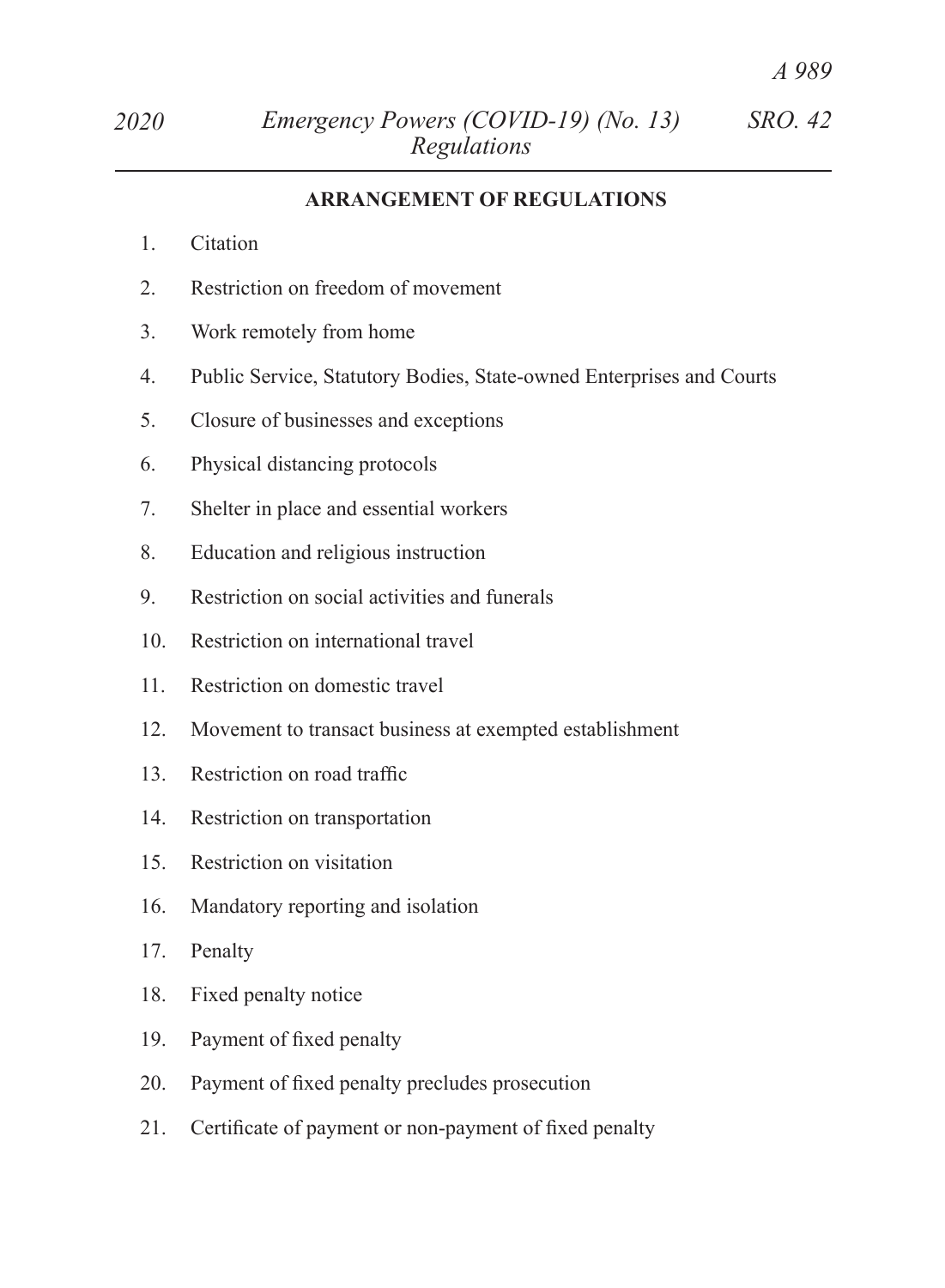## ARRANGEMENT OF REGULATIONS

1. Citation
2. Restriction on freedom of movement
3. Work remotely from home
4. Public Service, Statutory Bodies, State-owned Enterprises and Courts
5. Closure of businesses and exceptions
6. Physical distancing protocols
7. Shelter in place and essential workers
8. Education and religious instruction
9. Restriction on social activities and funerals
10. Restriction on international travel
11. Restriction on domestic travel
12. Movement to transact business at exempted establishment
13. Restriction on road traffic
14. Restriction on transportation
15. Restriction on visitation
16. Mandatory reporting and isolation
17. Penalty
18. Fixed penalty notice
19. Payment of fixed penalty
20. Payment of fixed penalty precludes prosecution
21. Certificate of payment or non-payment of fixed penalty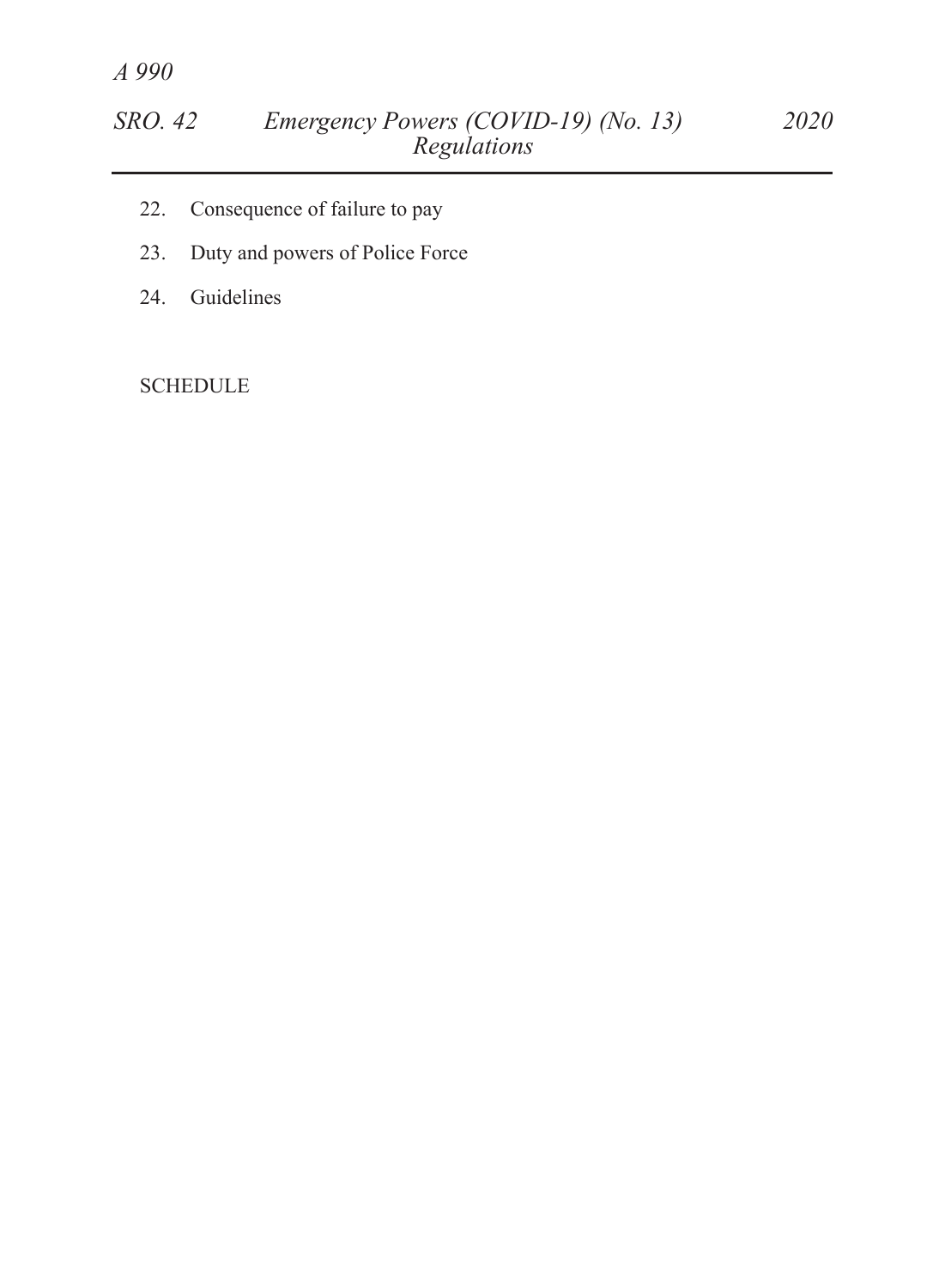22. Consequence of failure to pay

23. Duty and powers of Police Force

24. Guidelines

SCHEDULE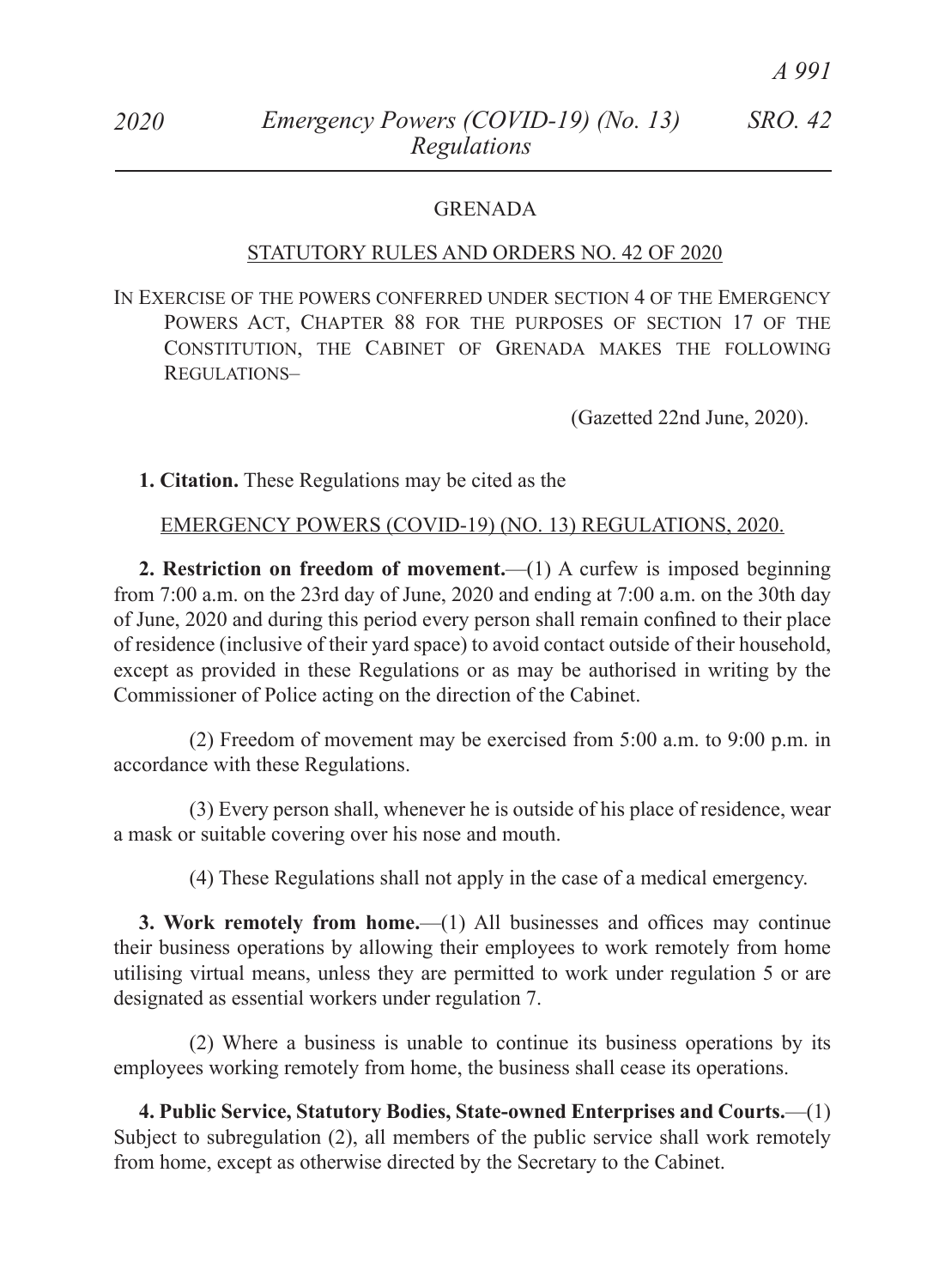GRENADA

STATUTORY RULES AND ORDERS NO. 42 OF 2020

IN EXERCISE OF THE POWERS CONFERRED UNDER SECTION 4 OF THE EMERGENCY POWERS ACT, CHAPTER 88 FOR THE PURPOSES OF SECTION 17 OF THE CONSTITUTION, THE CABINET OF GRENADA MAKES THE FOLLOWING REGULATIONS–

(Gazetted 22nd June, 2020).

**1. Citation.** These Regulations may be cited as the

EMERGENCY POWERS (COVID-19) (NO. 13) REGULATIONS, 2020.

**2. Restriction on freedom of movement.**—(1) A curfew is imposed beginning from 7:00 a.m. on the 23rd day of June, 2020 and ending at 7:00 a.m. on the 30th day of June, 2020 and during this period every person shall remain confined to their place of residence (inclusive of their yard space) to avoid contact outside of their household, except as provided in these Regulations or as may be authorised in writing by the Commissioner of Police acting on the direction of the Cabinet.

(2) Freedom of movement may be exercised from 5:00 a.m. to 9:00 p.m. in accordance with these Regulations.

(3) Every person shall, whenever he is outside of his place of residence, wear a mask or suitable covering over his nose and mouth.

(4) These Regulations shall not apply in the case of a medical emergency.

**3. Work remotely from home.**—(1) All businesses and offices may continue their business operations by allowing their employees to work remotely from home utilising virtual means, unless they are permitted to work under regulation 5 or are designated as essential workers under regulation 7.

(2) Where a business is unable to continue its business operations by its employees working remotely from home, the business shall cease its operations.

**4. Public Service, Statutory Bodies, State-owned Enterprises and Courts.**—(1) Subject to subregulation (2), all members of the public service shall work remotely from home, except as otherwise directed by the Secretary to the Cabinet.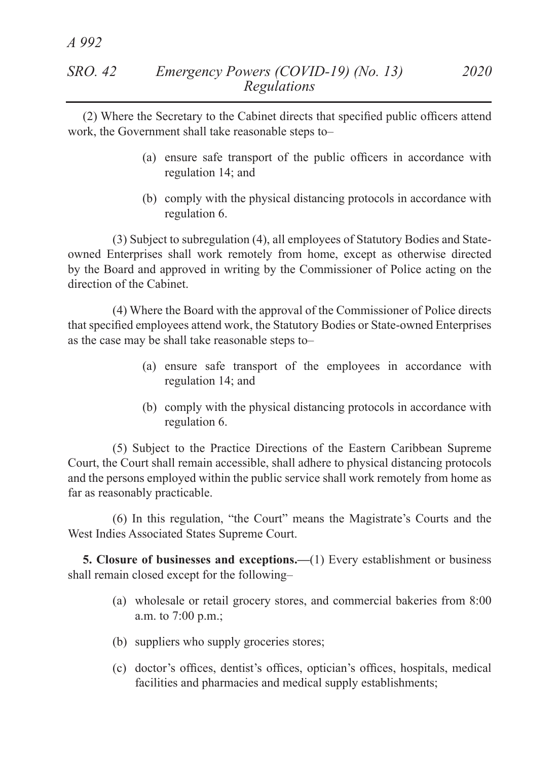(2) Where the Secretary to the Cabinet directs that specified public officers attend work, the Government shall take reasonable steps to–

- (a) ensure safe transport of the public officers in accordance with regulation 14; and
- (b) comply with the physical distancing protocols in accordance with regulation 6.

(3) Subject to subregulation (4), all employees of Statutory Bodies and State-owned Enterprises shall work remotely from home, except as otherwise directed by the Board and approved in writing by the Commissioner of Police acting on the direction of the Cabinet.

(4) Where the Board with the approval of the Commissioner of Police directs that specified employees attend work, the Statutory Bodies or State-owned Enterprises as the case may be shall take reasonable steps to–

- (a) ensure safe transport of the employees in accordance with regulation 14; and
- (b) comply with the physical distancing protocols in accordance with regulation 6.

(5) Subject to the Practice Directions of the Eastern Caribbean Supreme Court, the Court shall remain accessible, shall adhere to physical distancing protocols and the persons employed within the public service shall work remotely from home as far as reasonably practicable.

(6) In this regulation, "the Court" means the Magistrate's Courts and the West Indies Associated States Supreme Court.

**5. Closure of businesses and exceptions.—**(1) Every establishment or business shall remain closed except for the following–

- (a) wholesale or retail grocery stores, and commercial bakeries from 8:00 a.m. to 7:00 p.m.;
- (b) suppliers who supply groceries stores;
- (c) doctor's offices, dentist's offices, optician's offices, hospitals, medical facilities and pharmacies and medical supply establishments;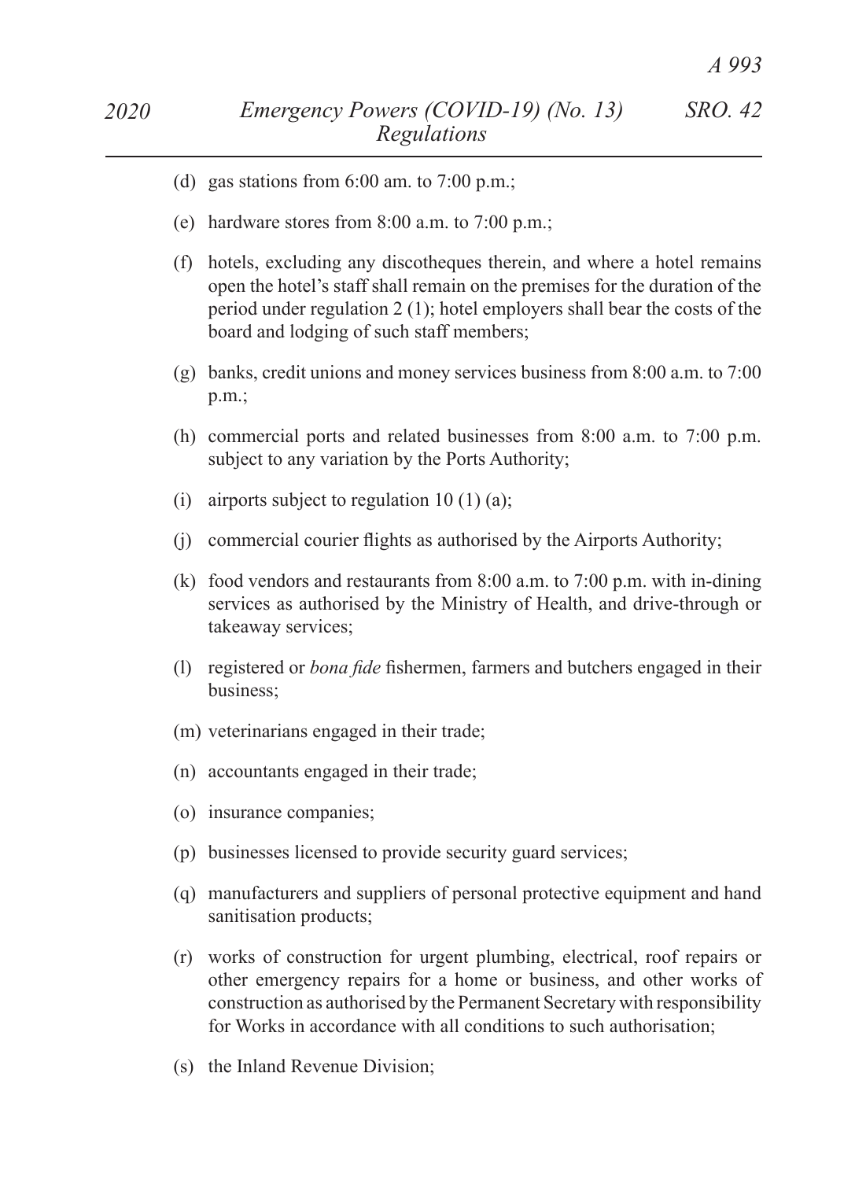(d) gas stations from 6:00 am. to 7:00 p.m.;

(e) hardware stores from 8:00 a.m. to 7:00 p.m.;

(f) hotels, excluding any discotheques therein, and where a hotel remains open the hotel's staff shall remain on the premises for the duration of the period under regulation 2 (1); hotel employers shall bear the costs of the board and lodging of such staff members;

(g) banks, credit unions and money services business from 8:00 a.m. to 7:00 p.m.;

(h) commercial ports and related businesses from 8:00 a.m. to 7:00 p.m. subject to any variation by the Ports Authority;

(i) airports subject to regulation 10 (1) (a);

(j) commercial courier flights as authorised by the Airports Authority;

(k) food vendors and restaurants from 8:00 a.m. to 7:00 p.m. with in-dining services as authorised by the Ministry of Health, and drive-through or takeaway services;

(l) registered or *bona fide* fishermen, farmers and butchers engaged in their business;

(m) veterinarians engaged in their trade;

(n) accountants engaged in their trade;

(o) insurance companies;

(p) businesses licensed to provide security guard services;

(q) manufacturers and suppliers of personal protective equipment and hand sanitisation products;

(r) works of construction for urgent plumbing, electrical, roof repairs or other emergency repairs for a home or business, and other works of construction as authorised by the Permanent Secretary with responsibility for Works in accordance with all conditions to such authorisation;

(s) the Inland Revenue Division;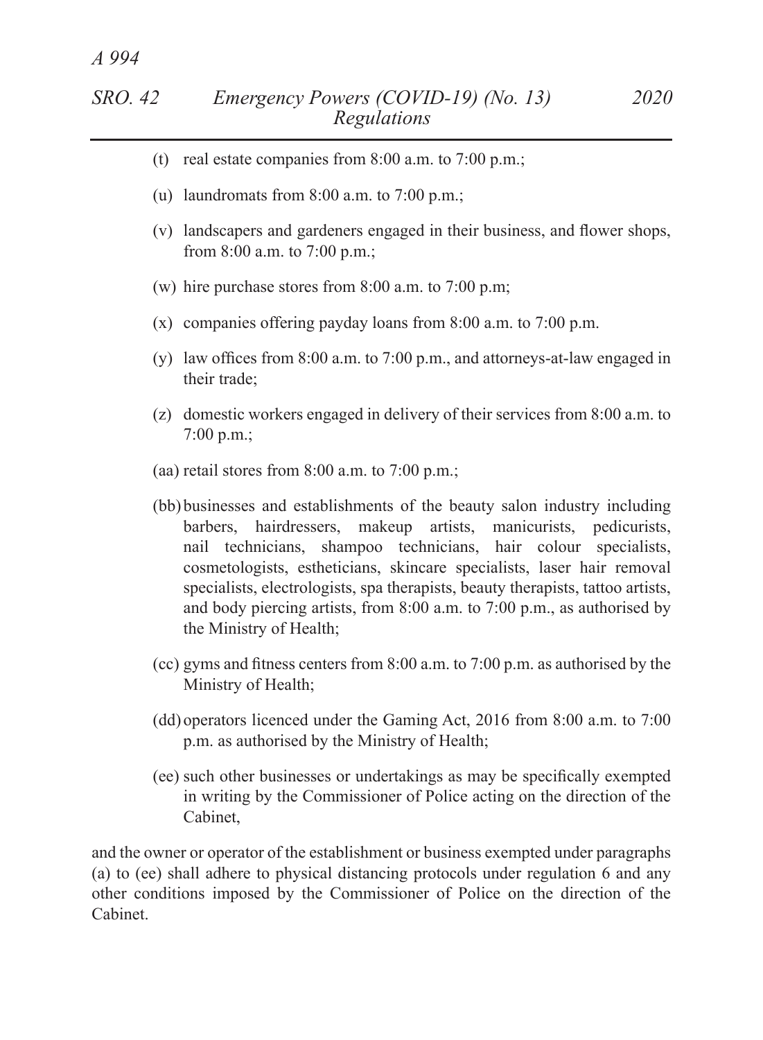(t) real estate companies from 8:00 a.m. to 7:00 p.m.;

(u) laundromats from 8:00 a.m. to 7:00 p.m.;

(v) landscapers and gardeners engaged in their business, and flower shops, from 8:00 a.m. to 7:00 p.m.;

(w) hire purchase stores from 8:00 a.m. to 7:00 p.m;

(x) companies offering payday loans from 8:00 a.m. to 7:00 p.m.

(y) law offices from 8:00 a.m. to 7:00 p.m., and attorneys-at-law engaged in their trade;

(z) domestic workers engaged in delivery of their services from 8:00 a.m. to 7:00 p.m.;

(aa) retail stores from 8:00 a.m. to 7:00 p.m.;

(bb) businesses and establishments of the beauty salon industry including barbers, hairdressers, makeup artists, manicurists, pedicurists, nail technicians, shampoo technicians, hair colour specialists, cosmetologists, estheticians, skincare specialists, laser hair removal specialists, electrologists, spa therapists, beauty therapists, tattoo artists, and body piercing artists, from 8:00 a.m. to 7:00 p.m., as authorised by the Ministry of Health;

(cc) gyms and fitness centers from 8:00 a.m. to 7:00 p.m. as authorised by the Ministry of Health;

(dd) operators licenced under the Gaming Act, 2016 from 8:00 a.m. to 7:00 p.m. as authorised by the Ministry of Health;

(ee) such other businesses or undertakings as may be specifically exempted in writing by the Commissioner of Police acting on the direction of the Cabinet,

and the owner or operator of the establishment or business exempted under paragraphs (a) to (ee) shall adhere to physical distancing protocols under regulation 6 and any other conditions imposed by the Commissioner of Police on the direction of the Cabinet.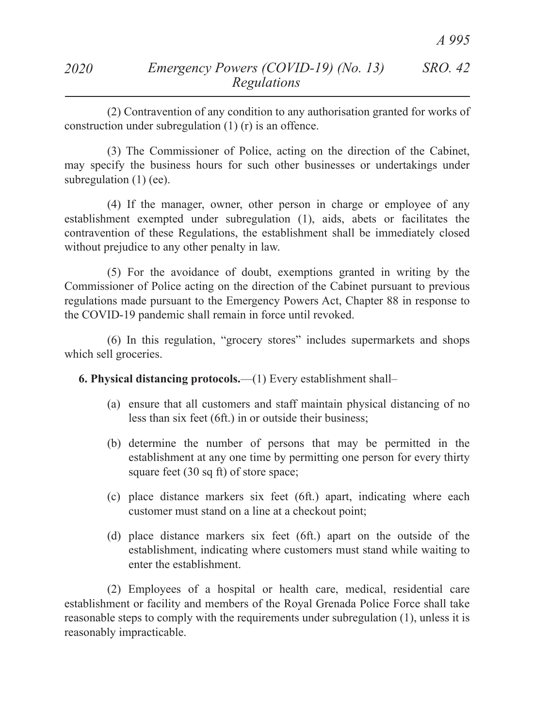(2) Contravention of any condition to any authorisation granted for works of construction under subregulation (1) (r) is an offence.

(3) The Commissioner of Police, acting on the direction of the Cabinet, may specify the business hours for such other businesses or undertakings under subregulation (1) (ee).

(4) If the manager, owner, other person in charge or employee of any establishment exempted under subregulation (1), aids, abets or facilitates the contravention of these Regulations, the establishment shall be immediately closed without prejudice to any other penalty in law.

(5) For the avoidance of doubt, exemptions granted in writing by the Commissioner of Police acting on the direction of the Cabinet pursuant to previous regulations made pursuant to the Emergency Powers Act, Chapter 88 in response to the COVID-19 pandemic shall remain in force until revoked.

(6) In this regulation, "grocery stores" includes supermarkets and shops which sell groceries.

**6. Physical distancing protocols.**—(1) Every establishment shall–

(a) ensure that all customers and staff maintain physical distancing of no less than six feet (6ft.) in or outside their business;

(b) determine the number of persons that may be permitted in the establishment at any one time by permitting one person for every thirty square feet (30 sq ft) of store space;

(c) place distance markers six feet (6ft.) apart, indicating where each customer must stand on a line at a checkout point;

(d) place distance markers six feet (6ft.) apart on the outside of the establishment, indicating where customers must stand while waiting to enter the establishment.

(2) Employees of a hospital or health care, medical, residential care establishment or facility and members of the Royal Grenada Police Force shall take reasonable steps to comply with the requirements under subregulation (1), unless it is reasonably impracticable.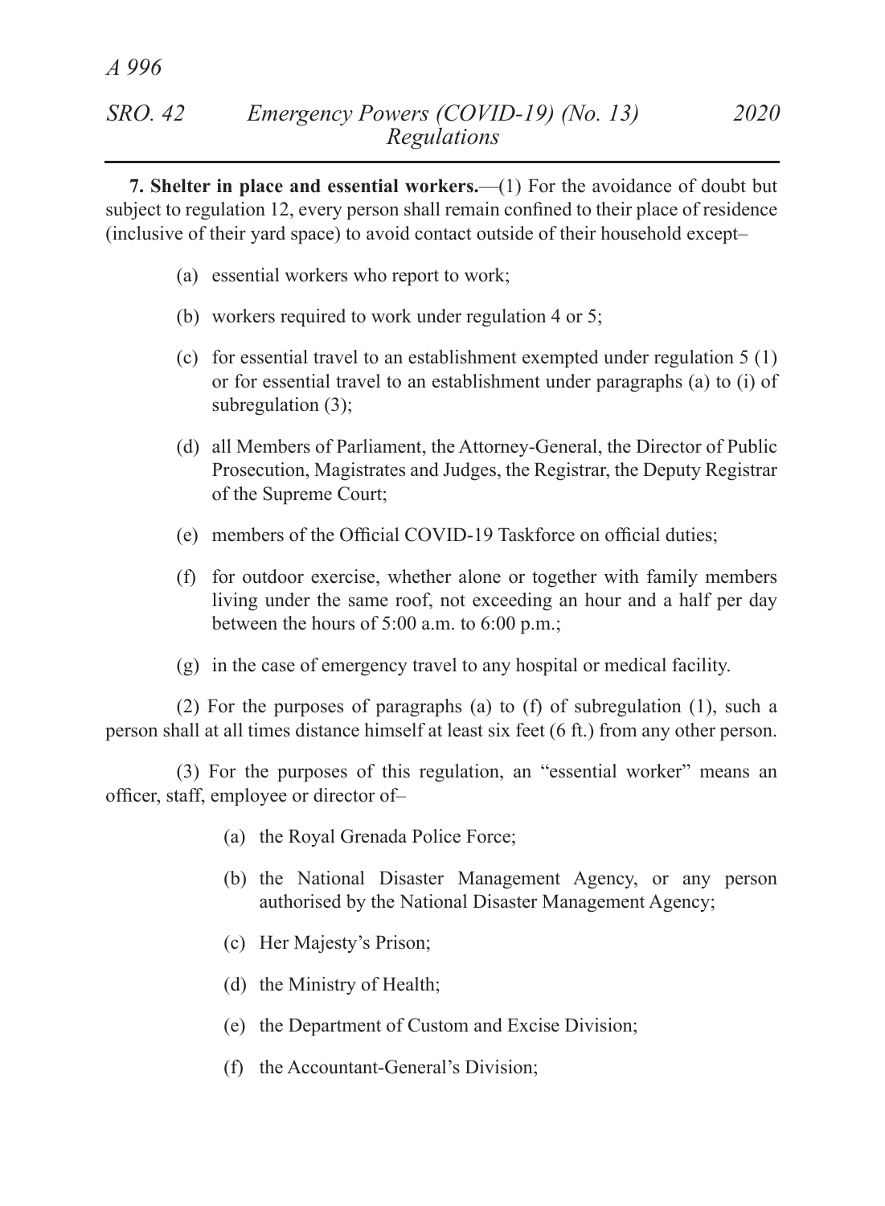**7. Shelter in place and essential workers.**—(1) For the avoidance of doubt but subject to regulation 12, every person shall remain confined to their place of residence (inclusive of their yard space) to avoid contact outside of their household except–

(a) essential workers who report to work;

(b) workers required to work under regulation 4 or 5;

(c) for essential travel to an establishment exempted under regulation 5 (1) or for essential travel to an establishment under paragraphs (a) to (i) of subregulation (3);

(d) all Members of Parliament, the Attorney-General, the Director of Public Prosecution, Magistrates and Judges, the Registrar, the Deputy Registrar of the Supreme Court;

(e) members of the Official COVID-19 Taskforce on official duties;

(f) for outdoor exercise, whether alone or together with family members living under the same roof, not exceeding an hour and a half per day between the hours of 5:00 a.m. to 6:00 p.m.;

(g) in the case of emergency travel to any hospital or medical facility.

(2) For the purposes of paragraphs (a) to (f) of subregulation (1), such a person shall at all times distance himself at least six feet (6 ft.) from any other person.

(3) For the purposes of this regulation, an "essential worker" means an officer, staff, employee or director of–

(a) the Royal Grenada Police Force;

(b) the National Disaster Management Agency, or any person authorised by the National Disaster Management Agency;

(c) Her Majesty's Prison;

(d) the Ministry of Health;

(e) the Department of Custom and Excise Division;

(f) the Accountant-General's Division;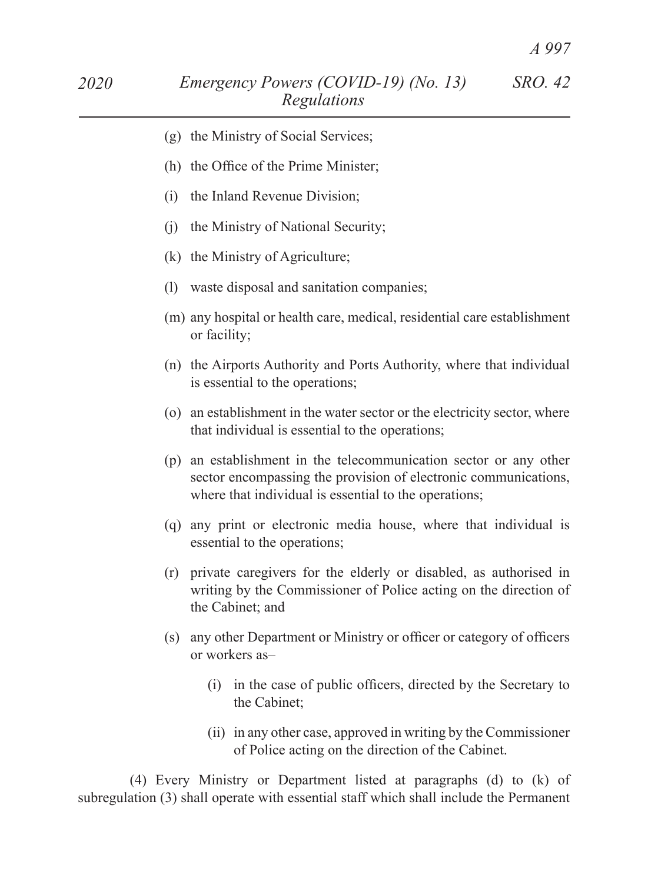(g) the Ministry of Social Services;

(h) the Office of the Prime Minister;

(i) the Inland Revenue Division;

(j) the Ministry of National Security;

(k) the Ministry of Agriculture;

(l) waste disposal and sanitation companies;

(m) any hospital or health care, medical, residential care establishment or facility;

(n) the Airports Authority and Ports Authority, where that individual is essential to the operations;

(o) an establishment in the water sector or the electricity sector, where that individual is essential to the operations;

(p) an establishment in the telecommunication sector or any other sector encompassing the provision of electronic communications, where that individual is essential to the operations;

(q) any print or electronic media house, where that individual is essential to the operations;

(r) private caregivers for the elderly or disabled, as authorised in writing by the Commissioner of Police acting on the direction of the Cabinet; and

(s) any other Department or Ministry or officer or category of officers or workers as–

(i) in the case of public officers, directed by the Secretary to the Cabinet;

(ii) in any other case, approved in writing by the Commissioner of Police acting on the direction of the Cabinet.

(4) Every Ministry or Department listed at paragraphs (d) to (k) of subregulation (3) shall operate with essential staff which shall include the Permanent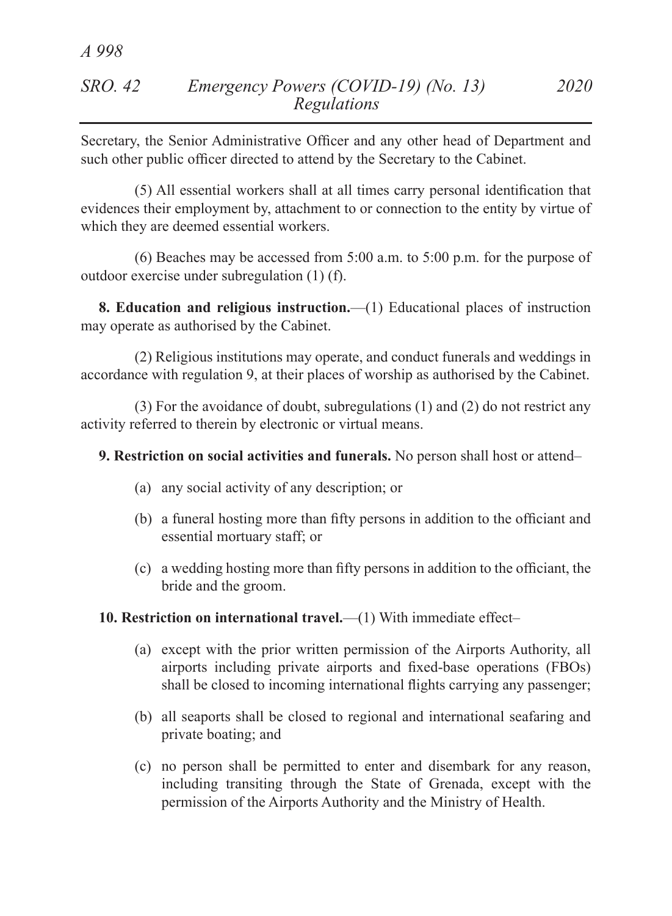Secretary, the Senior Administrative Officer and any other head of Department and such other public officer directed to attend by the Secretary to the Cabinet.

(5) All essential workers shall at all times carry personal identification that evidences their employment by, attachment to or connection to the entity by virtue of which they are deemed essential workers.

(6) Beaches may be accessed from 5:00 a.m. to 5:00 p.m. for the purpose of outdoor exercise under subregulation (1) (f).

**8. Education and religious instruction.**—(1) Educational places of instruction may operate as authorised by the Cabinet.

(2) Religious institutions may operate, and conduct funerals and weddings in accordance with regulation 9, at their places of worship as authorised by the Cabinet.

(3) For the avoidance of doubt, subregulations (1) and (2) do not restrict any activity referred to therein by electronic or virtual means.

**9. Restriction on social activities and funerals.** No person shall host or attend–

(a) any social activity of any description; or

(b) a funeral hosting more than fifty persons in addition to the officiant and essential mortuary staff; or

(c) a wedding hosting more than fifty persons in addition to the officiant, the bride and the groom.

**10. Restriction on international travel.**—(1) With immediate effect–

(a) except with the prior written permission of the Airports Authority, all airports including private airports and fixed-base operations (FBOs) shall be closed to incoming international flights carrying any passenger;

(b) all seaports shall be closed to regional and international seafaring and private boating; and

(c) no person shall be permitted to enter and disembark for any reason, including transiting through the State of Grenada, except with the permission of the Airports Authority and the Ministry of Health.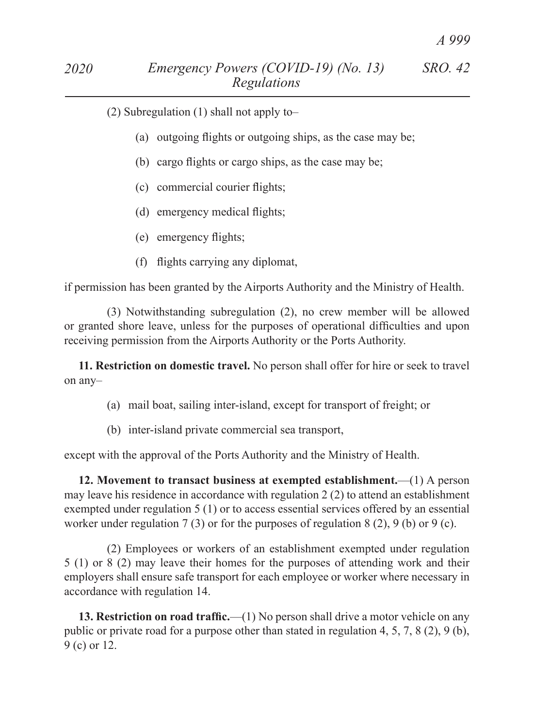(2) Subregulation (1) shall not apply to–

(a) outgoing flights or outgoing ships, as the case may be;

(b) cargo flights or cargo ships, as the case may be;

(c) commercial courier flights;

(d) emergency medical flights;

(e) emergency flights;

(f) flights carrying any diplomat,

if permission has been granted by the Airports Authority and the Ministry of Health.

(3) Notwithstanding subregulation (2), no crew member will be allowed or granted shore leave, unless for the purposes of operational difficulties and upon receiving permission from the Airports Authority or the Ports Authority.

**11. Restriction on domestic travel.** No person shall offer for hire or seek to travel on any–

(a) mail boat, sailing inter-island, except for transport of freight; or

(b) inter-island private commercial sea transport,

except with the approval of the Ports Authority and the Ministry of Health.

**12. Movement to transact business at exempted establishment.**—(1) A person may leave his residence in accordance with regulation 2 (2) to attend an establishment exempted under regulation 5 (1) or to access essential services offered by an essential worker under regulation 7 (3) or for the purposes of regulation 8 (2), 9 (b) or 9 (c).

(2) Employees or workers of an establishment exempted under regulation 5 (1) or 8 (2) may leave their homes for the purposes of attending work and their employers shall ensure safe transport for each employee or worker where necessary in accordance with regulation 14.

**13. Restriction on road traffic.**—(1) No person shall drive a motor vehicle on any public or private road for a purpose other than stated in regulation 4, 5, 7, 8 (2), 9 (b), 9 (c) or 12.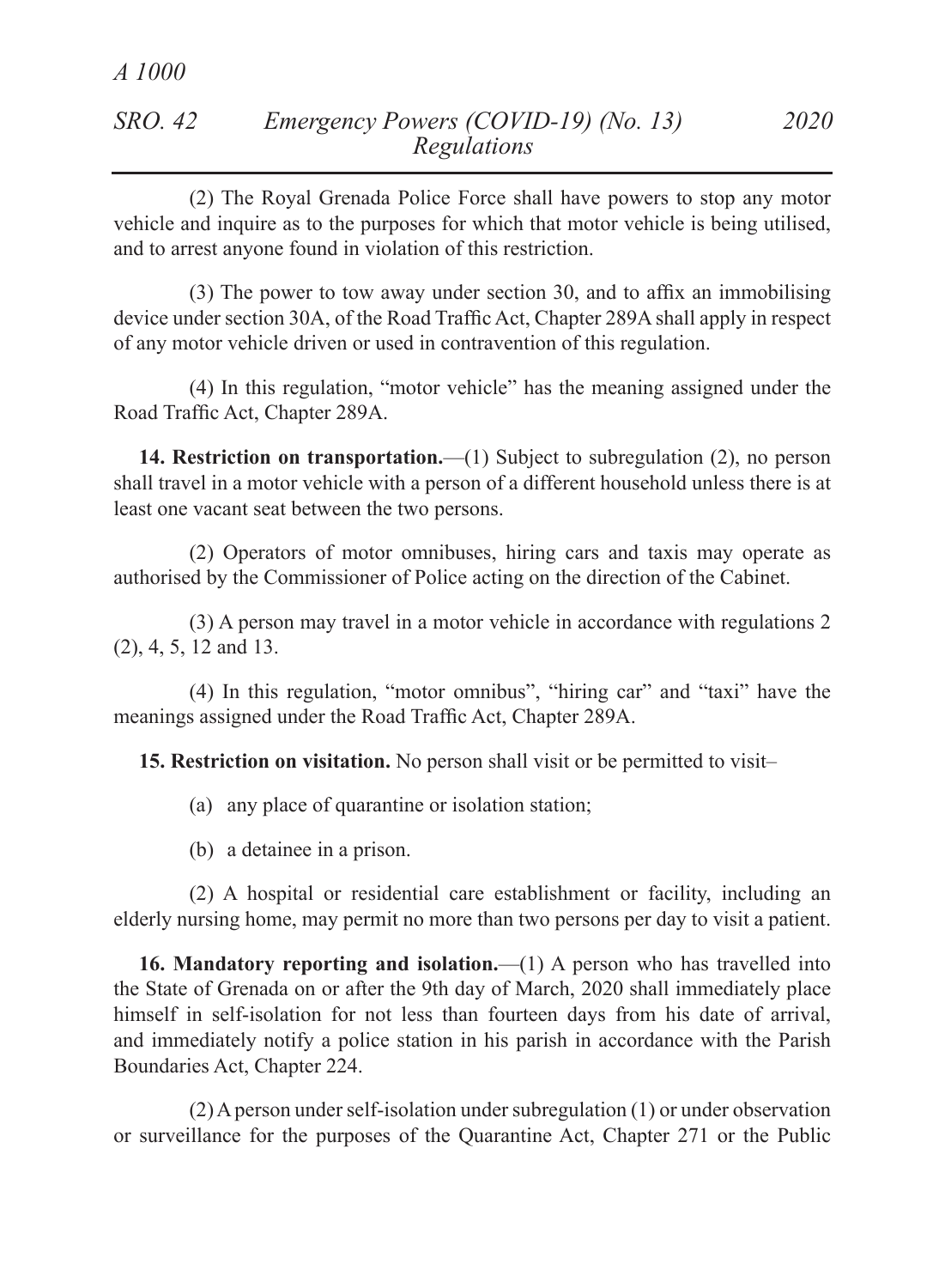(2) The Royal Grenada Police Force shall have powers to stop any motor vehicle and inquire as to the purposes for which that motor vehicle is being utilised, and to arrest anyone found in violation of this restriction.

(3) The power to tow away under section 30, and to affix an immobilising device under section 30A, of the Road Traffic Act, Chapter 289A shall apply in respect of any motor vehicle driven or used in contravention of this regulation.

(4) In this regulation, "motor vehicle" has the meaning assigned under the Road Traffic Act, Chapter 289A.

**14. Restriction on transportation.**—(1) Subject to subregulation (2), no person shall travel in a motor vehicle with a person of a different household unless there is at least one vacant seat between the two persons.

(2) Operators of motor omnibuses, hiring cars and taxis may operate as authorised by the Commissioner of Police acting on the direction of the Cabinet.

(3) A person may travel in a motor vehicle in accordance with regulations 2 (2), 4, 5, 12 and 13.

(4) In this regulation, "motor omnibus", "hiring car" and "taxi" have the meanings assigned under the Road Traffic Act, Chapter 289A.

**15. Restriction on visitation.** No person shall visit or be permitted to visit–

(a) any place of quarantine or isolation station;

(b) a detainee in a prison.

(2) A hospital or residential care establishment or facility, including an elderly nursing home, may permit no more than two persons per day to visit a patient.

**16. Mandatory reporting and isolation.**—(1) A person who has travelled into the State of Grenada on or after the 9th day of March, 2020 shall immediately place himself in self-isolation for not less than fourteen days from his date of arrival, and immediately notify a police station in his parish in accordance with the Parish Boundaries Act, Chapter 224.

(2) A person under self-isolation under subregulation (1) or under observation or surveillance for the purposes of the Quarantine Act, Chapter 271 or the Public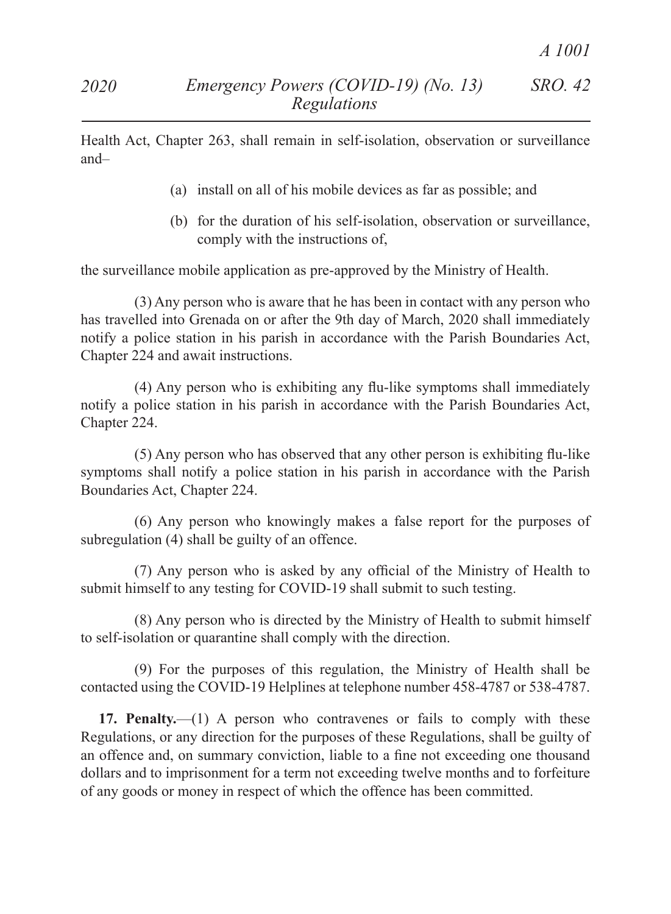Health Act, Chapter 263, shall remain in self-isolation, observation or surveillance and–

(a) install on all of his mobile devices as far as possible; and

(b) for the duration of his self-isolation, observation or surveillance, comply with the instructions of,

the surveillance mobile application as pre-approved by the Ministry of Health.

(3) Any person who is aware that he has been in contact with any person who has travelled into Grenada on or after the 9th day of March, 2020 shall immediately notify a police station in his parish in accordance with the Parish Boundaries Act, Chapter 224 and await instructions.

(4) Any person who is exhibiting any flu-like symptoms shall immediately notify a police station in his parish in accordance with the Parish Boundaries Act, Chapter 224.

(5) Any person who has observed that any other person is exhibiting flu-like symptoms shall notify a police station in his parish in accordance with the Parish Boundaries Act, Chapter 224.

(6) Any person who knowingly makes a false report for the purposes of subregulation (4) shall be guilty of an offence.

(7) Any person who is asked by any official of the Ministry of Health to submit himself to any testing for COVID-19 shall submit to such testing.

(8) Any person who is directed by the Ministry of Health to submit himself to self-isolation or quarantine shall comply with the direction.

(9) For the purposes of this regulation, the Ministry of Health shall be contacted using the COVID-19 Helplines at telephone number 458-4787 or 538-4787.

**17. Penalty.**—(1) A person who contravenes or fails to comply with these Regulations, or any direction for the purposes of these Regulations, shall be guilty of an offence and, on summary conviction, liable to a fine not exceeding one thousand dollars and to imprisonment for a term not exceeding twelve months and to forfeiture of any goods or money in respect of which the offence has been committed.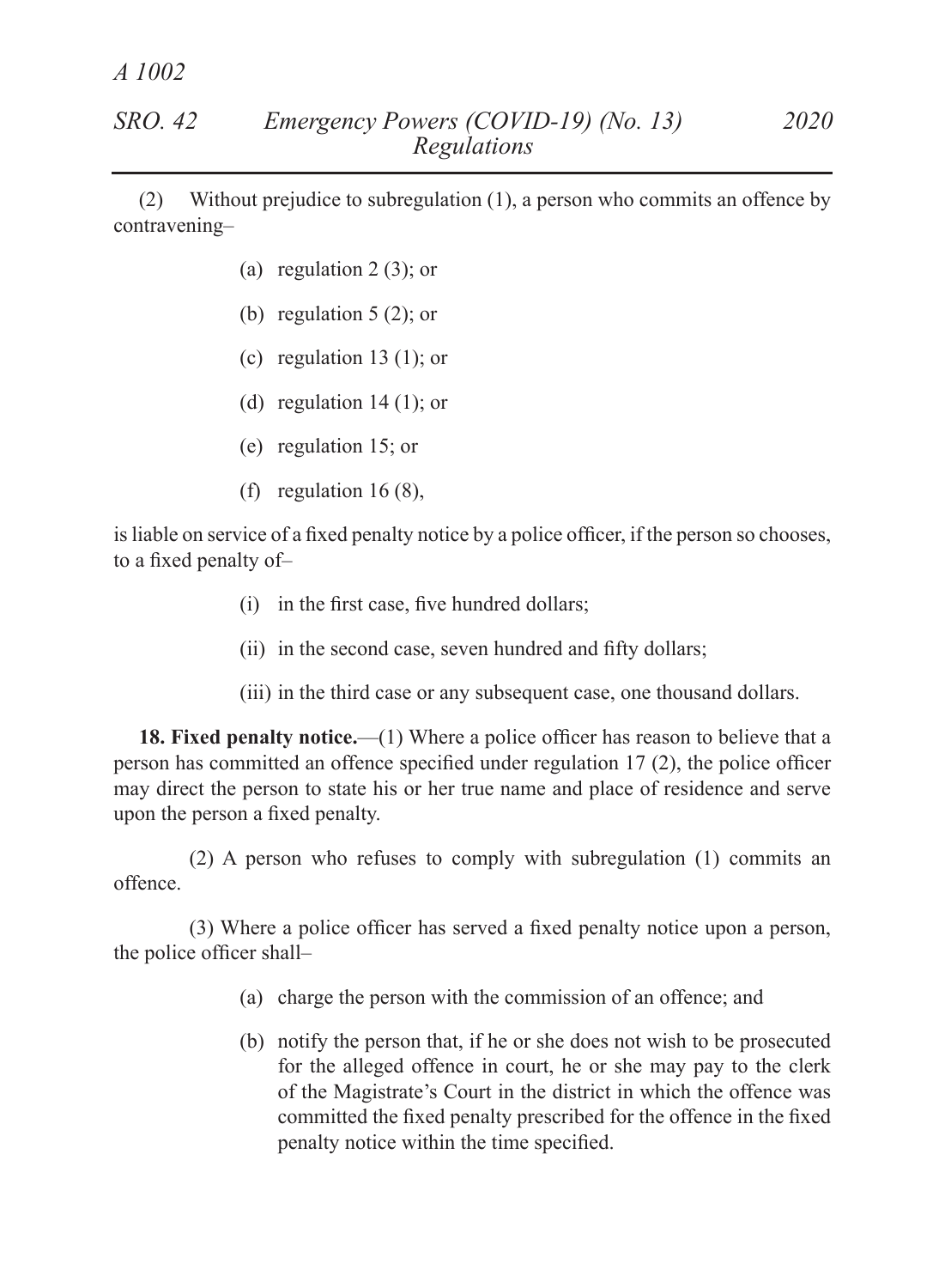(2) Without prejudice to subregulation (1), a person who commits an offence by contravening–

- (a) regulation 2 (3); or
- (b) regulation 5 (2); or
- (c) regulation 13 (1); or
- (d) regulation 14 (1); or
- (e) regulation 15; or
- (f) regulation 16 (8),

is liable on service of a fixed penalty notice by a police officer, if the person so chooses, to a fixed penalty of–

- (i) in the first case, five hundred dollars;
- (ii) in the second case, seven hundred and fifty dollars;
- (iii) in the third case or any subsequent case, one thousand dollars.

**18. Fixed penalty notice.**—(1) Where a police officer has reason to believe that a person has committed an offence specified under regulation 17 (2), the police officer may direct the person to state his or her true name and place of residence and serve upon the person a fixed penalty.

(2) A person who refuses to comply with subregulation (1) commits an offence.

(3) Where a police officer has served a fixed penalty notice upon a person, the police officer shall–

- (a) charge the person with the commission of an offence; and
- (b) notify the person that, if he or she does not wish to be prosecuted for the alleged offence in court, he or she may pay to the clerk of the Magistrate's Court in the district in which the offence was committed the fixed penalty prescribed for the offence in the fixed penalty notice within the time specified.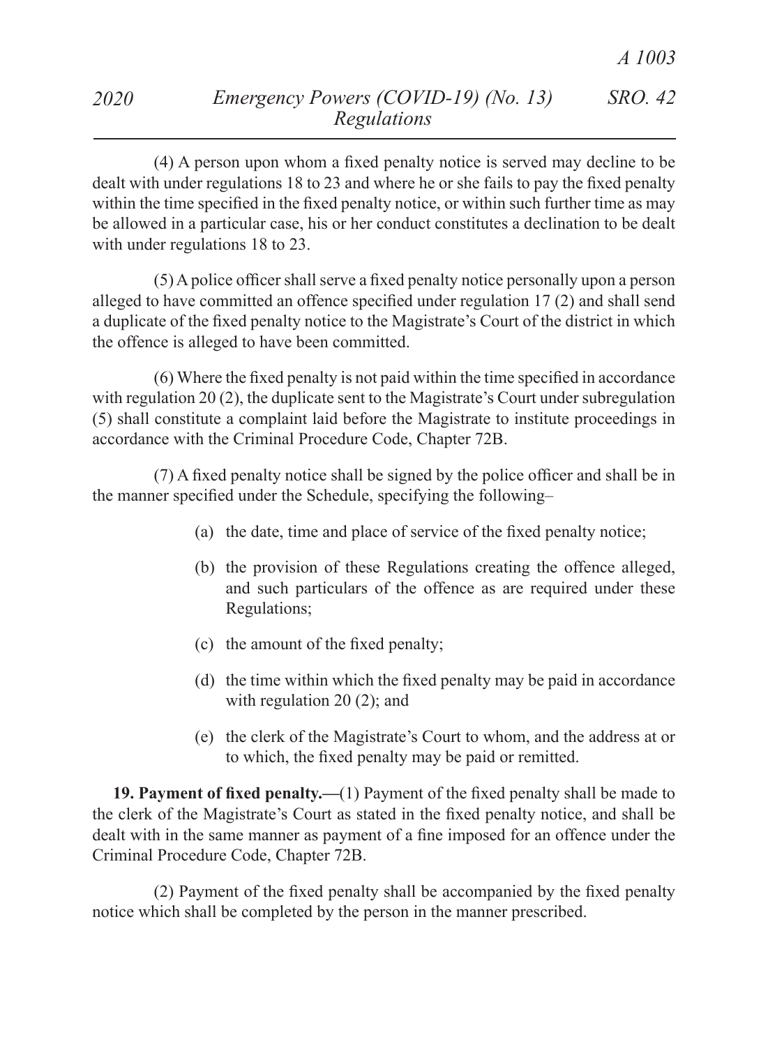(4) A person upon whom a fixed penalty notice is served may decline to be dealt with under regulations 18 to 23 and where he or she fails to pay the fixed penalty within the time specified in the fixed penalty notice, or within such further time as may be allowed in a particular case, his or her conduct constitutes a declination to be dealt with under regulations 18 to 23.

(5) A police officer shall serve a fixed penalty notice personally upon a person alleged to have committed an offence specified under regulation 17 (2) and shall send a duplicate of the fixed penalty notice to the Magistrate's Court of the district in which the offence is alleged to have been committed.

(6) Where the fixed penalty is not paid within the time specified in accordance with regulation 20 (2), the duplicate sent to the Magistrate's Court under subregulation (5) shall constitute a complaint laid before the Magistrate to institute proceedings in accordance with the Criminal Procedure Code, Chapter 72B.

(7) A fixed penalty notice shall be signed by the police officer and shall be in the manner specified under the Schedule, specifying the following–

- (a) the date, time and place of service of the fixed penalty notice;
- (b) the provision of these Regulations creating the offence alleged, and such particulars of the offence as are required under these Regulations;
- (c) the amount of the fixed penalty;
- (d) the time within which the fixed penalty may be paid in accordance with regulation 20 (2); and
- (e) the clerk of the Magistrate's Court to whom, and the address at or to which, the fixed penalty may be paid or remitted.

**19. Payment of fixed penalty.—**(1) Payment of the fixed penalty shall be made to the clerk of the Magistrate's Court as stated in the fixed penalty notice, and shall be dealt with in the same manner as payment of a fine imposed for an offence under the Criminal Procedure Code, Chapter 72B.

(2) Payment of the fixed penalty shall be accompanied by the fixed penalty notice which shall be completed by the person in the manner prescribed.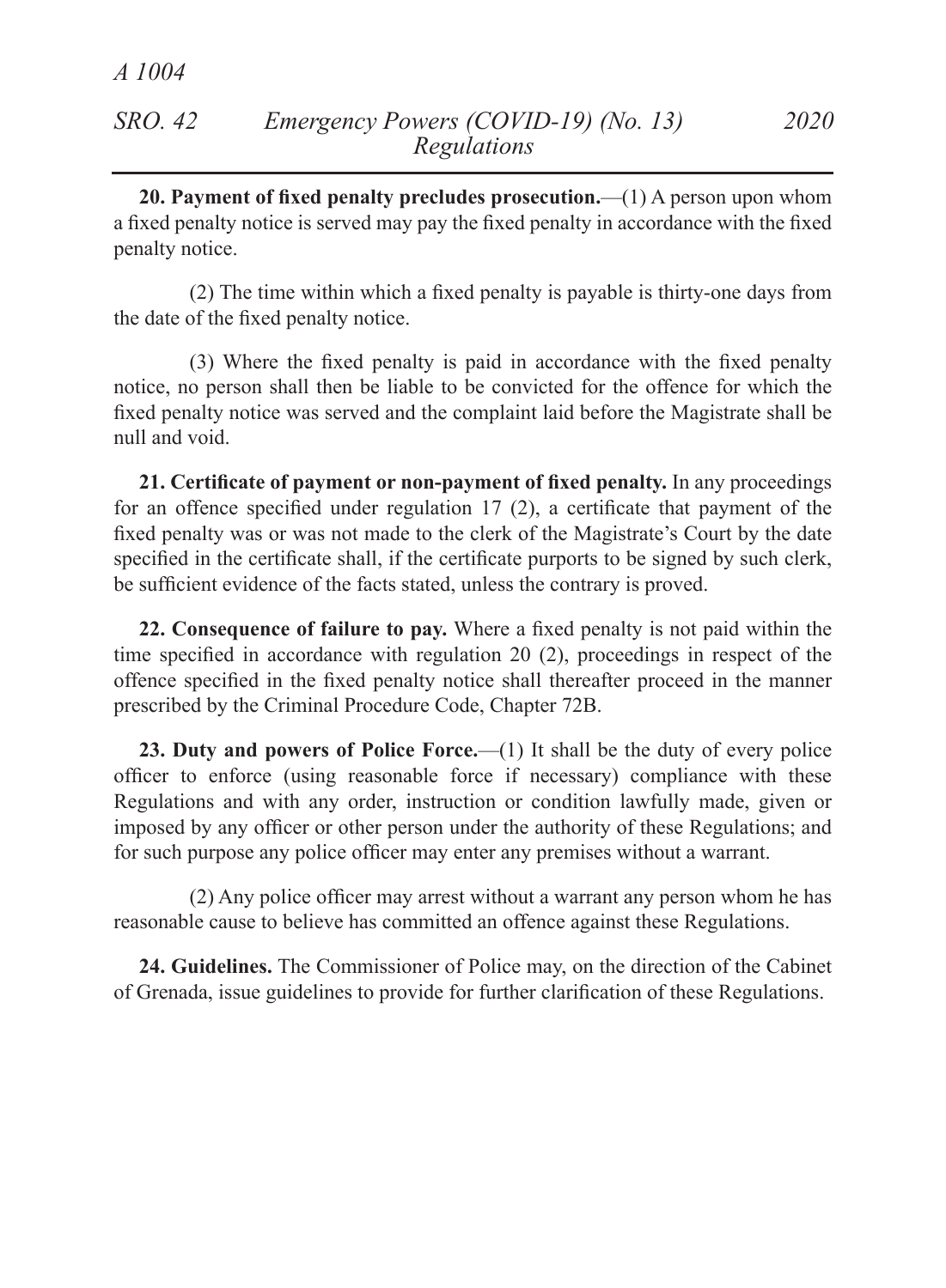**20. Payment of fixed penalty precludes prosecution.**—(1) A person upon whom a fixed penalty notice is served may pay the fixed penalty in accordance with the fixed penalty notice.

(2) The time within which a fixed penalty is payable is thirty-one days from the date of the fixed penalty notice.

(3) Where the fixed penalty is paid in accordance with the fixed penalty notice, no person shall then be liable to be convicted for the offence for which the fixed penalty notice was served and the complaint laid before the Magistrate shall be null and void.

**21. Certificate of payment or non-payment of fixed penalty.** In any proceedings for an offence specified under regulation 17 (2), a certificate that payment of the fixed penalty was or was not made to the clerk of the Magistrate's Court by the date specified in the certificate shall, if the certificate purports to be signed by such clerk, be sufficient evidence of the facts stated, unless the contrary is proved.

**22. Consequence of failure to pay.** Where a fixed penalty is not paid within the time specified in accordance with regulation 20 (2), proceedings in respect of the offence specified in the fixed penalty notice shall thereafter proceed in the manner prescribed by the Criminal Procedure Code, Chapter 72B.

**23. Duty and powers of Police Force.**—(1) It shall be the duty of every police officer to enforce (using reasonable force if necessary) compliance with these Regulations and with any order, instruction or condition lawfully made, given or imposed by any officer or other person under the authority of these Regulations; and for such purpose any police officer may enter any premises without a warrant.

(2) Any police officer may arrest without a warrant any person whom he has reasonable cause to believe has committed an offence against these Regulations.

**24. Guidelines.** The Commissioner of Police may, on the direction of the Cabinet of Grenada, issue guidelines to provide for further clarification of these Regulations.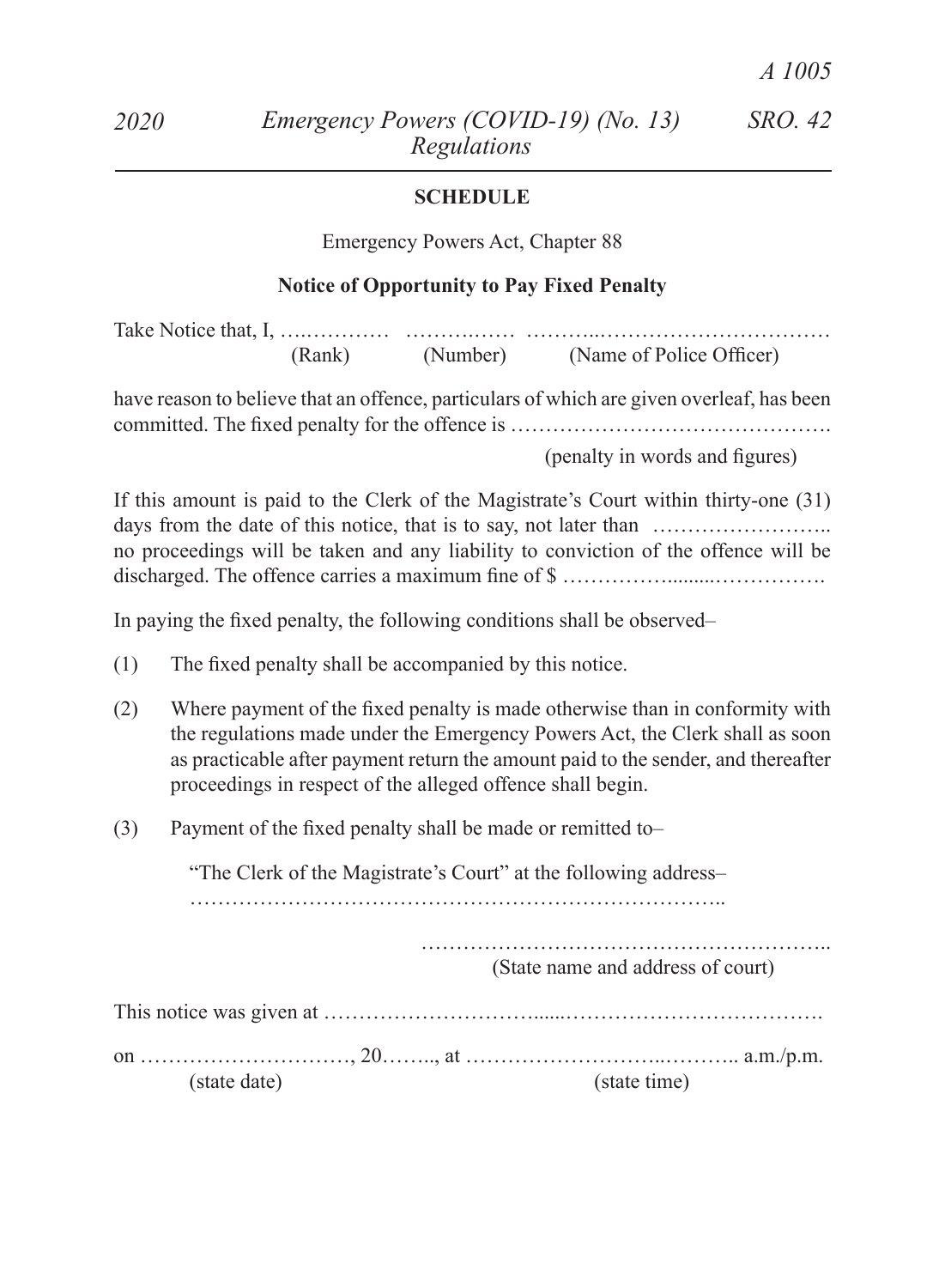## SCHEDULE

Emergency Powers Act, Chapter 88

**Notice of Opportunity to Pay Fixed Penalty**

Take Notice that, I, ….………… ……….…… ………..……………………………
(Rank) (Number) (Name of Police Officer)

have reason to believe that an offence, particulars of which are given overleaf, has been committed. The fixed penalty for the offence is ……………………………………….
(penalty in words and figures)

If this amount is paid to the Clerk of the Magistrate's Court within thirty-one (31) days from the date of this notice, that is to say, not later than …………………….. no proceedings will be taken and any liability to conviction of the offence will be discharged. The offence carries a maximum fine of $ …………….........…………….

In paying the fixed penalty, the following conditions shall be observed–

(1) The fixed penalty shall be accompanied by this notice.

(2) Where payment of the fixed penalty is made otherwise than in conformity with the regulations made under the Emergency Powers Act, the Clerk shall as soon as practicable after payment return the amount paid to the sender, and thereafter proceedings in respect of the alleged offence shall begin.

(3) Payment of the fixed penalty shall be made or remitted to–

"The Clerk of the Magistrate's Court" at the following address–
…………………………………………………………………..

…………………………………………………..
(State name and address of court)

This notice was given at …………………………......………………………………….

on …………………………, 20…….., at ……………………..……….. a.m./p.m.
(state date) (state time)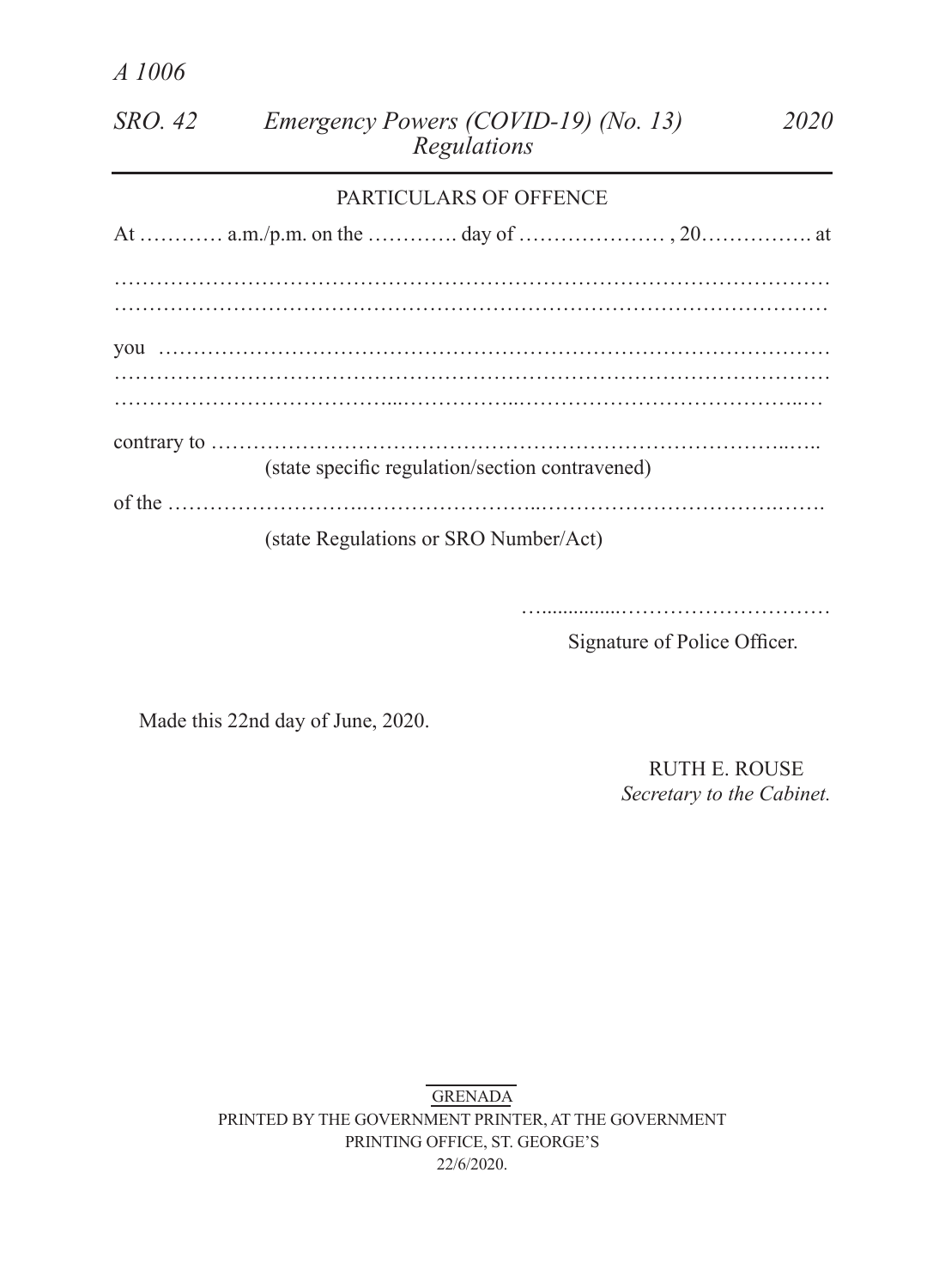PARTICULARS OF OFFENCE

At ………… a.m./p.m. on the …………. day of ………………… , 20……………. at

………………………………………………………………………………………
………………………………………………………………………………………

you ………………………………………………………………………………….
………………………………………………………………………………………
…………………………………...……………...……………………………………..…

contrary to ……………………………………………………………………...…..
(state specific regulation/section contravened)

of the ……………………….……………………...……………………………..…….
(state Regulations or SRO Number/Act)

…..............…………………………
Signature of Police Officer.

Made this 22nd day of June, 2020.

RUTH E. ROUSE
*Secretary to the Cabinet.*

GRENADA
PRINTED BY THE GOVERNMENT PRINTER, AT THE GOVERNMENT PRINTING OFFICE, ST. GEORGE'S
22/6/2020.